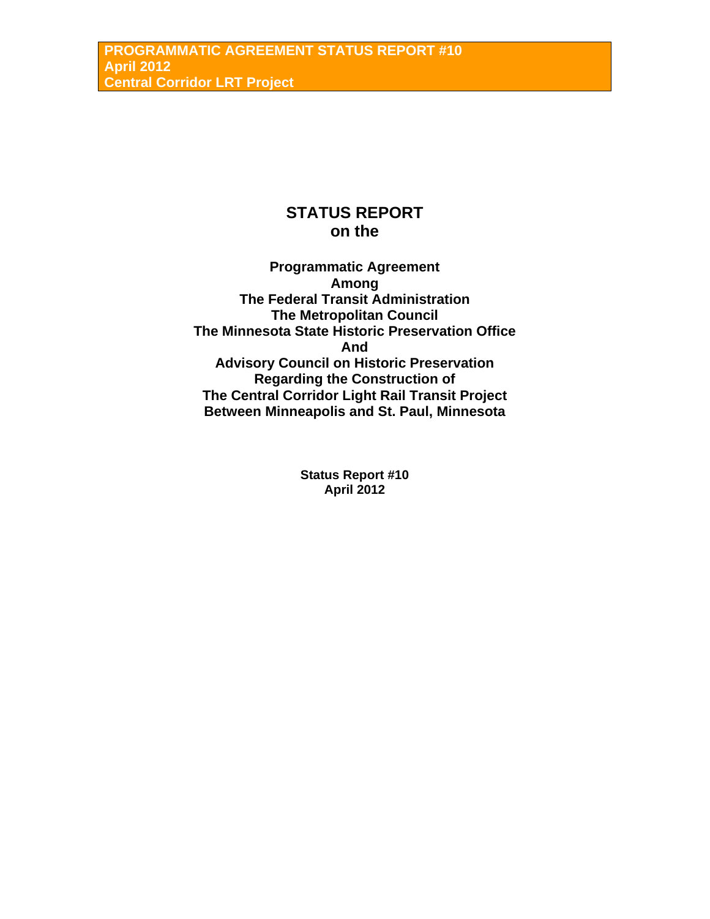# STATUS REPORT
# on the

## Programmatic Agreement
## Among
## The Federal Transit Administration
## The Metropolitan Council
## The Minnesota State Historic Preservation Office
## And
## Advisory Council on Historic Preservation
## Regarding the Construction of
## The Central Corridor Light Rail Transit Project
## Between Minneapolis and St. Paul, Minnesota

**Status Report #10**
**April 2012**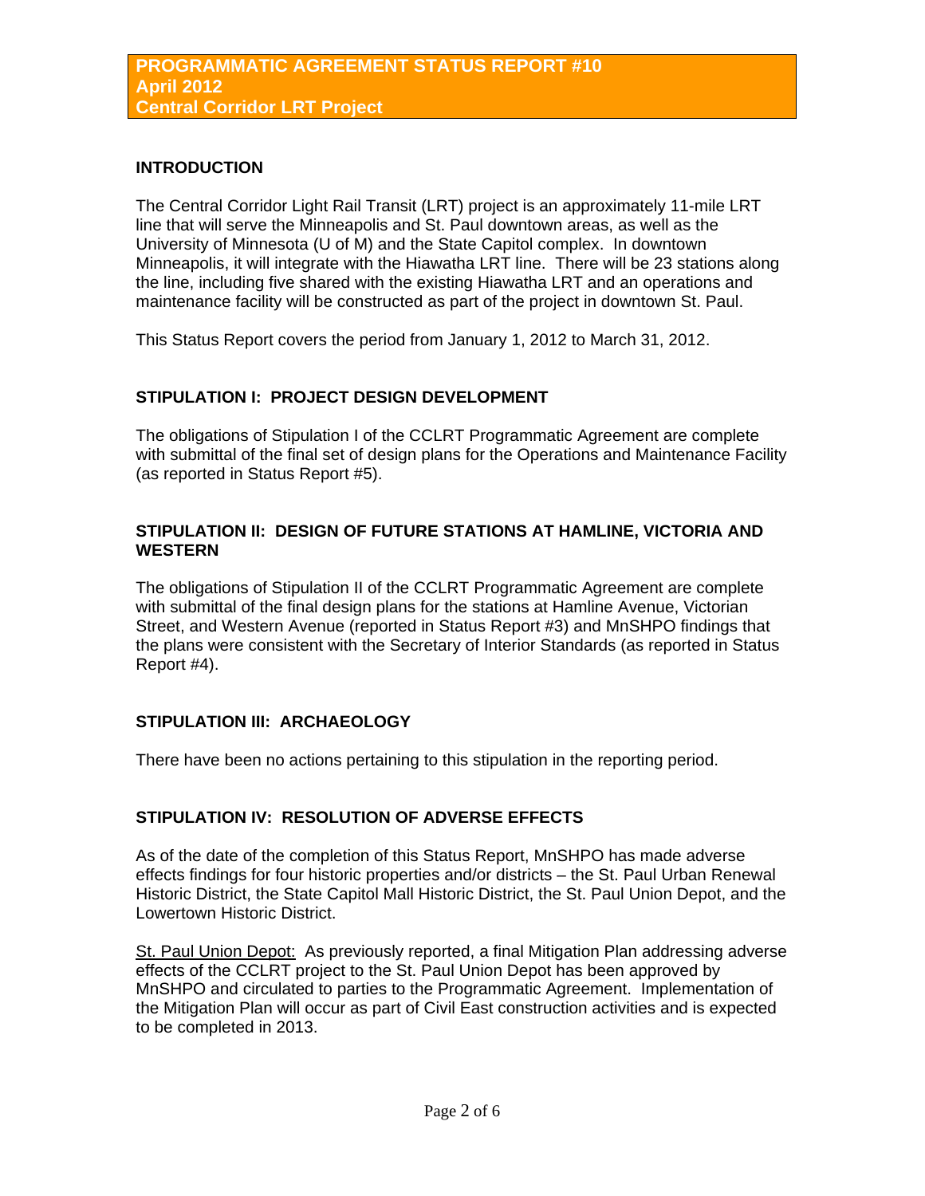**PROGRAMMATIC AGREEMENT STATUS REPORT #10**
**April 2012**
**Central Corridor LRT Project**

## INTRODUCTION

The Central Corridor Light Rail Transit (LRT) project is an approximately 11-mile LRT line that will serve the Minneapolis and St. Paul downtown areas, as well as the University of Minnesota (U of M) and the State Capitol complex. In downtown Minneapolis, it will integrate with the Hiawatha LRT line. There will be 23 stations along the line, including five shared with the existing Hiawatha LRT and an operations and maintenance facility will be constructed as part of the project in downtown St. Paul.

This Status Report covers the period from January 1, 2012 to March 31, 2012.

## STIPULATION I: PROJECT DESIGN DEVELOPMENT

The obligations of Stipulation I of the CCLRT Programmatic Agreement are complete with submittal of the final set of design plans for the Operations and Maintenance Facility (as reported in Status Report #5).

## STIPULATION II: DESIGN OF FUTURE STATIONS AT HAMLINE, VICTORIA AND WESTERN

The obligations of Stipulation II of the CCLRT Programmatic Agreement are complete with submittal of the final design plans for the stations at Hamline Avenue, Victorian Street, and Western Avenue (reported in Status Report #3) and MnSHPO findings that the plans were consistent with the Secretary of Interior Standards (as reported in Status Report #4).

## STIPULATION III: ARCHAEOLOGY

There have been no actions pertaining to this stipulation in the reporting period.

## STIPULATION IV: RESOLUTION OF ADVERSE EFFECTS

As of the date of the completion of this Status Report, MnSHPO has made adverse effects findings for four historic properties and/or districts – the St. Paul Urban Renewal Historic District, the State Capitol Mall Historic District, the St. Paul Union Depot, and the Lowertown Historic District.

St. Paul Union Depot: As previously reported, a final Mitigation Plan addressing adverse effects of the CCLRT project to the St. Paul Union Depot has been approved by MnSHPO and circulated to parties to the Programmatic Agreement. Implementation of the Mitigation Plan will occur as part of Civil East construction activities and is expected to be completed in 2013.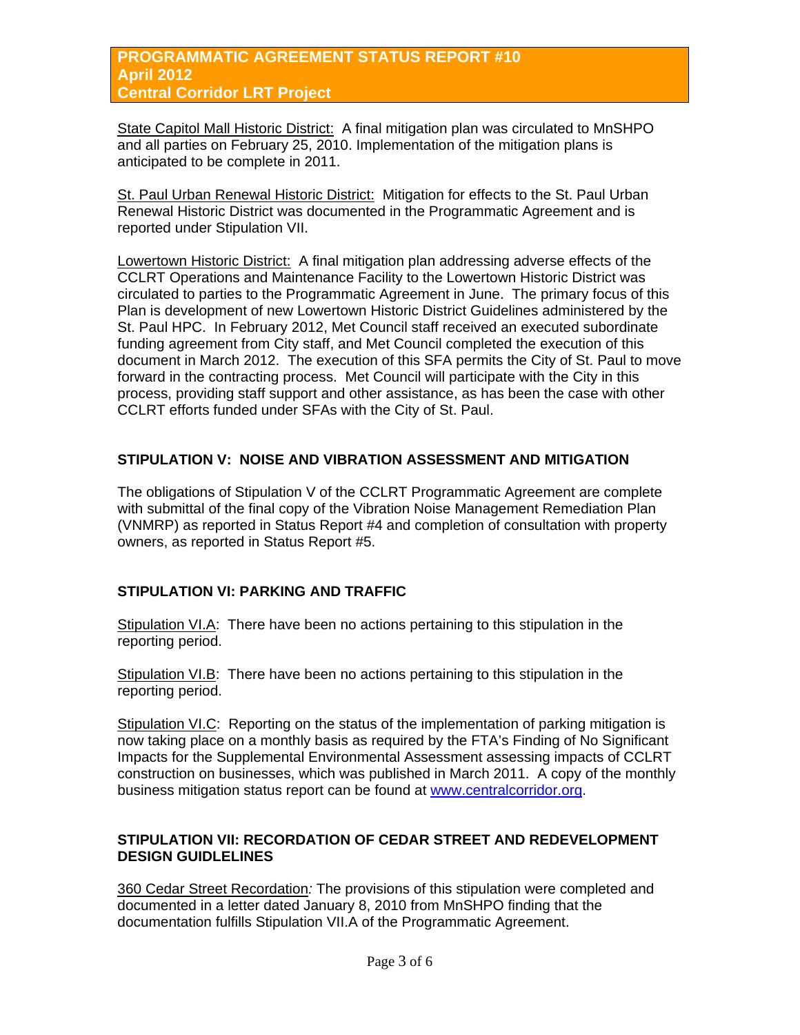State Capitol Mall Historic District: A final mitigation plan was circulated to MnSHPO and all parties on February 25, 2010. Implementation of the mitigation plans is anticipated to be complete in 2011.

St. Paul Urban Renewal Historic District: Mitigation for effects to the St. Paul Urban Renewal Historic District was documented in the Programmatic Agreement and is reported under Stipulation VII.

Lowertown Historic District: A final mitigation plan addressing adverse effects of the CCLRT Operations and Maintenance Facility to the Lowertown Historic District was circulated to parties to the Programmatic Agreement in June. The primary focus of this Plan is development of new Lowertown Historic District Guidelines administered by the St. Paul HPC. In February 2012, Met Council staff received an executed subordinate funding agreement from City staff, and Met Council completed the execution of this document in March 2012. The execution of this SFA permits the City of St. Paul to move forward in the contracting process. Met Council will participate with the City in this process, providing staff support and other assistance, as has been the case with other CCLRT efforts funded under SFAs with the City of St. Paul.

## STIPULATION V: NOISE AND VIBRATION ASSESSMENT AND MITIGATION

The obligations of Stipulation V of the CCLRT Programmatic Agreement are complete with submittal of the final copy of the Vibration Noise Management Remediation Plan (VNMRP) as reported in Status Report #4 and completion of consultation with property owners, as reported in Status Report #5.

## STIPULATION VI: PARKING AND TRAFFIC

Stipulation VI.A: There have been no actions pertaining to this stipulation in the reporting period.

Stipulation VI.B: There have been no actions pertaining to this stipulation in the reporting period.

Stipulation VI.C: Reporting on the status of the implementation of parking mitigation is now taking place on a monthly basis as required by the FTA's Finding of No Significant Impacts for the Supplemental Environmental Assessment assessing impacts of CCLRT construction on businesses, which was published in March 2011. A copy of the monthly business mitigation status report can be found at www.centralcorridor.org.

## STIPULATION VII: RECORDATION OF CEDAR STREET AND REDEVELOPMENT DESIGN GUIDELINES

360 Cedar Street Recordation*:* The provisions of this stipulation were completed and documented in a letter dated January 8, 2010 from MnSHPO finding that the documentation fulfills Stipulation VII.A of the Programmatic Agreement.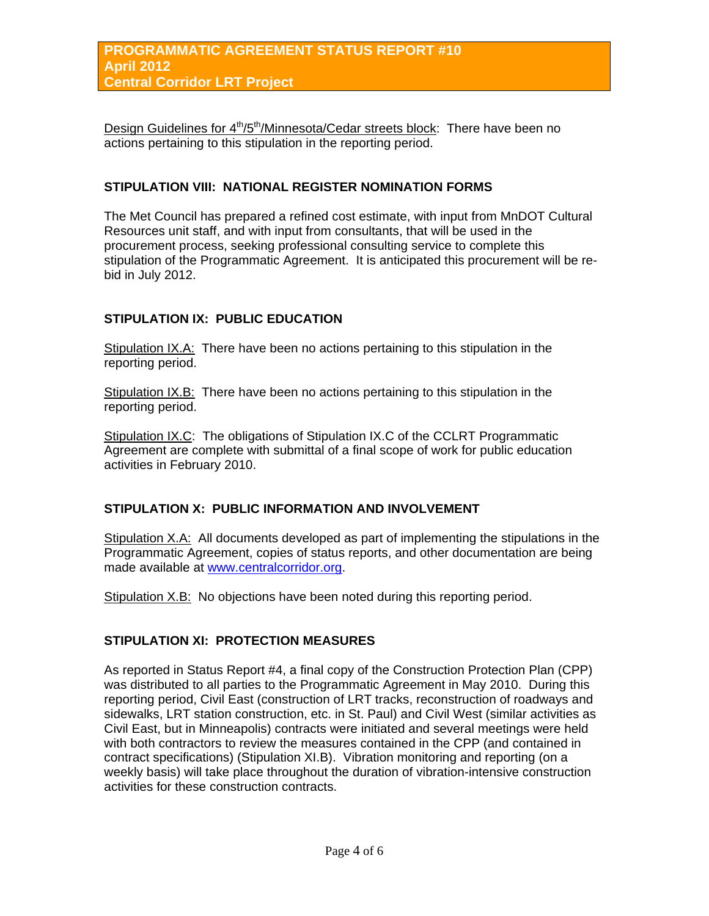Design Guidelines for 4th/5th/Minnesota/Cedar streets block: There have been no actions pertaining to this stipulation in the reporting period.

### STIPULATION VIII: NATIONAL REGISTER NOMINATION FORMS

The Met Council has prepared a refined cost estimate, with input from MnDOT Cultural Resources unit staff, and with input from consultants, that will be used in the procurement process, seeking professional consulting service to complete this stipulation of the Programmatic Agreement. It is anticipated this procurement will be re-bid in July 2012.

### STIPULATION IX: PUBLIC EDUCATION

Stipulation IX.A: There have been no actions pertaining to this stipulation in the reporting period.

Stipulation IX.B: There have been no actions pertaining to this stipulation in the reporting period.

Stipulation IX.C: The obligations of Stipulation IX.C of the CCLRT Programmatic Agreement are complete with submittal of a final scope of work for public education activities in February 2010.

### STIPULATION X: PUBLIC INFORMATION AND INVOLVEMENT

Stipulation X.A: All documents developed as part of implementing the stipulations in the Programmatic Agreement, copies of status reports, and other documentation are being made available at www.centralcorridor.org.

Stipulation X.B: No objections have been noted during this reporting period.

### STIPULATION XI: PROTECTION MEASURES

As reported in Status Report #4, a final copy of the Construction Protection Plan (CPP) was distributed to all parties to the Programmatic Agreement in May 2010. During this reporting period, Civil East (construction of LRT tracks, reconstruction of roadways and sidewalks, LRT station construction, etc. in St. Paul) and Civil West (similar activities as Civil East, but in Minneapolis) contracts were initiated and several meetings were held with both contractors to review the measures contained in the CPP (and contained in contract specifications) (Stipulation XI.B). Vibration monitoring and reporting (on a weekly basis) will take place throughout the duration of vibration-intensive construction activities for these construction contracts.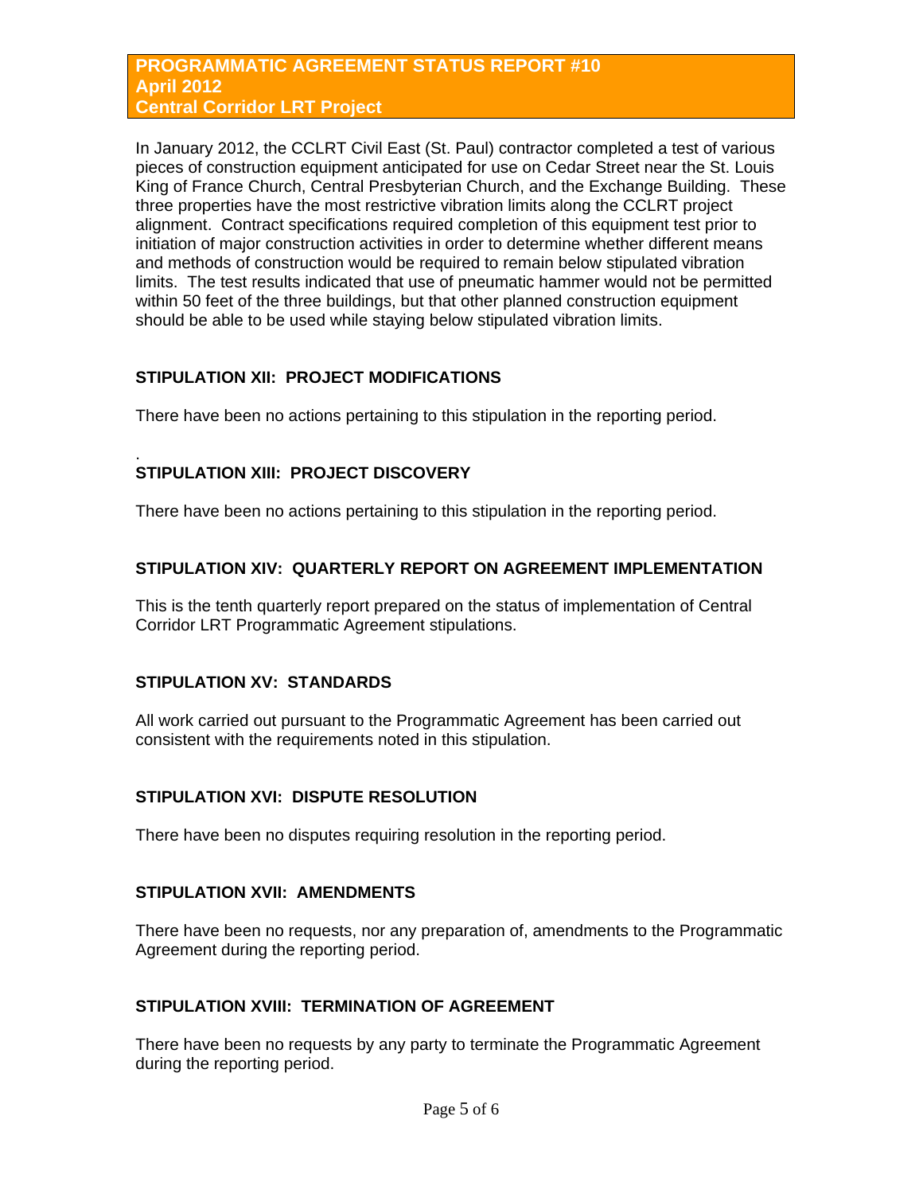**PROGRAMMATIC AGREEMENT STATUS REPORT #10**
**April 2012**
**Central Corridor LRT Project**

In January 2012, the CCLRT Civil East (St. Paul) contractor completed a test of various pieces of construction equipment anticipated for use on Cedar Street near the St. Louis King of France Church, Central Presbyterian Church, and the Exchange Building. These three properties have the most restrictive vibration limits along the CCLRT project alignment. Contract specifications required completion of this equipment test prior to initiation of major construction activities in order to determine whether different means and methods of construction would be required to remain below stipulated vibration limits. The test results indicated that use of pneumatic hammer would not be permitted within 50 feet of the three buildings, but that other planned construction equipment should be able to be used while staying below stipulated vibration limits.

## STIPULATION XII: PROJECT MODIFICATIONS

There have been no actions pertaining to this stipulation in the reporting period.

.

## STIPULATION XIII: PROJECT DISCOVERY

There have been no actions pertaining to this stipulation in the reporting period.

## STIPULATION XIV: QUARTERLY REPORT ON AGREEMENT IMPLEMENTATION

This is the tenth quarterly report prepared on the status of implementation of Central Corridor LRT Programmatic Agreement stipulations.

## STIPULATION XV: STANDARDS

All work carried out pursuant to the Programmatic Agreement has been carried out consistent with the requirements noted in this stipulation.

## STIPULATION XVI: DISPUTE RESOLUTION

There have been no disputes requiring resolution in the reporting period.

## STIPULATION XVII: AMENDMENTS

There have been no requests, nor any preparation of, amendments to the Programmatic Agreement during the reporting period.

## STIPULATION XVIII: TERMINATION OF AGREEMENT

There have been no requests by any party to terminate the Programmatic Agreement during the reporting period.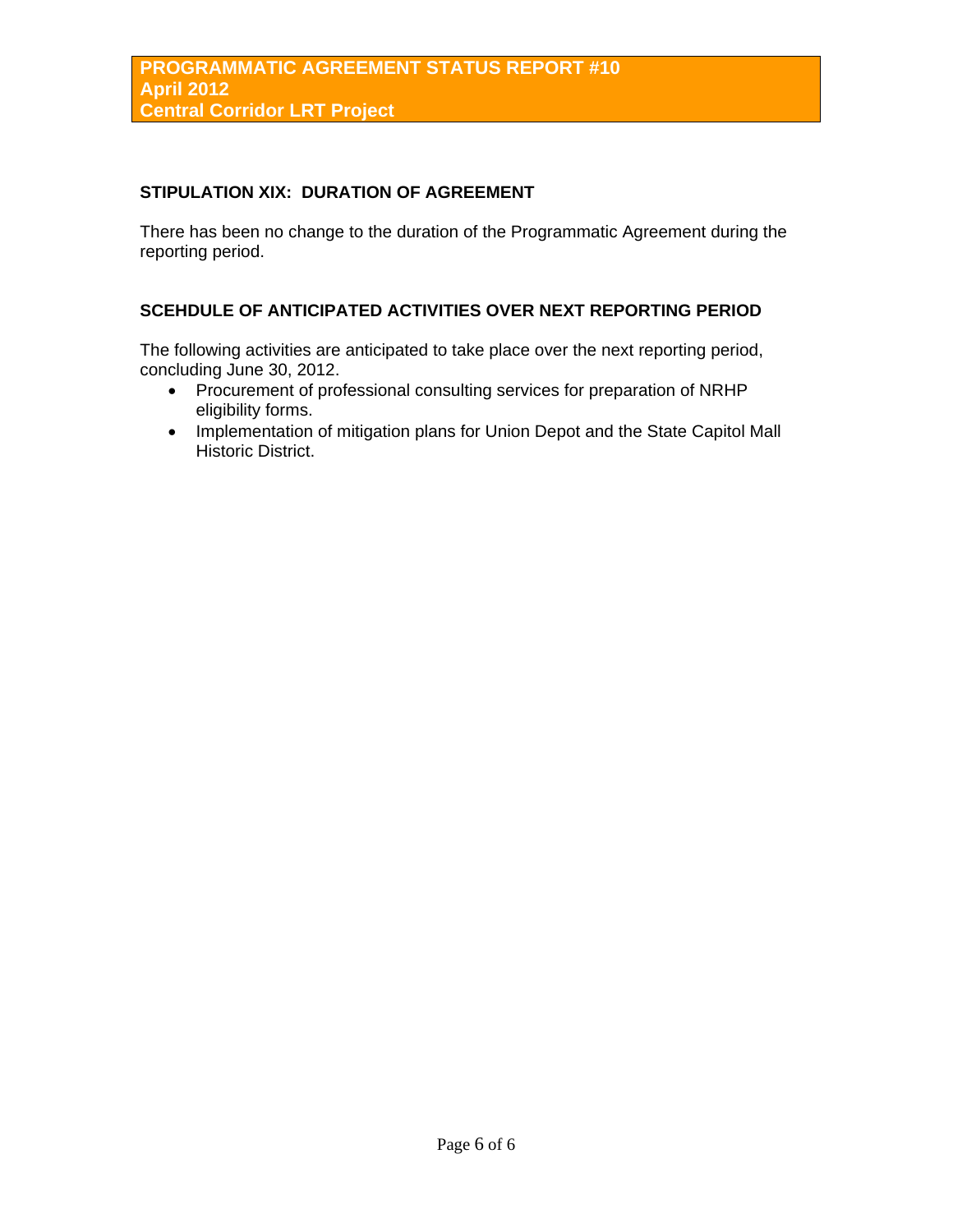**STIPULATION XIX: DURATION OF AGREEMENT**

There has been no change to the duration of the Programmatic Agreement during the reporting period.

**SCEHDULE OF ANTICIPATED ACTIVITIES OVER NEXT REPORTING PERIOD**

The following activities are anticipated to take place over the next reporting period, concluding June 30, 2012.

- Procurement of professional consulting services for preparation of NRHP eligibility forms.
- Implementation of mitigation plans for Union Depot and the State Capitol Mall Historic District.